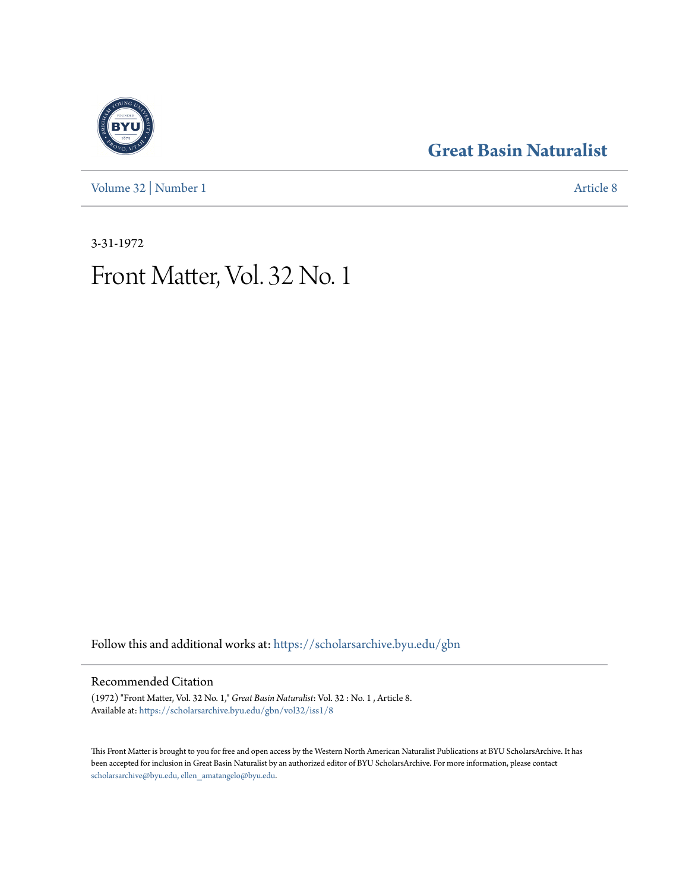# Great Basin Naturalist

Volume 32 | Number 1

Article 8

3-31-1972

# Front Matter, Vol. 32 No. 1

Follow this and additional works at: https://scholarsarchive.byu.edu/gbn

## Recommended Citation

(1972) "Front Matter, Vol. 32 No. 1," *Great Basin Naturalist*: Vol. 32 : No. 1 , Article 8.
Available at: https://scholarsarchive.byu.edu/gbn/vol32/iss1/8

This Front Matter is brought to you for free and open access by the Western North American Naturalist Publications at BYU ScholarsArchive. It has been accepted for inclusion in Great Basin Naturalist by an authorized editor of BYU ScholarsArchive. For more information, please contact scholarsarchive@byu.edu, ellen_amatangelo@byu.edu.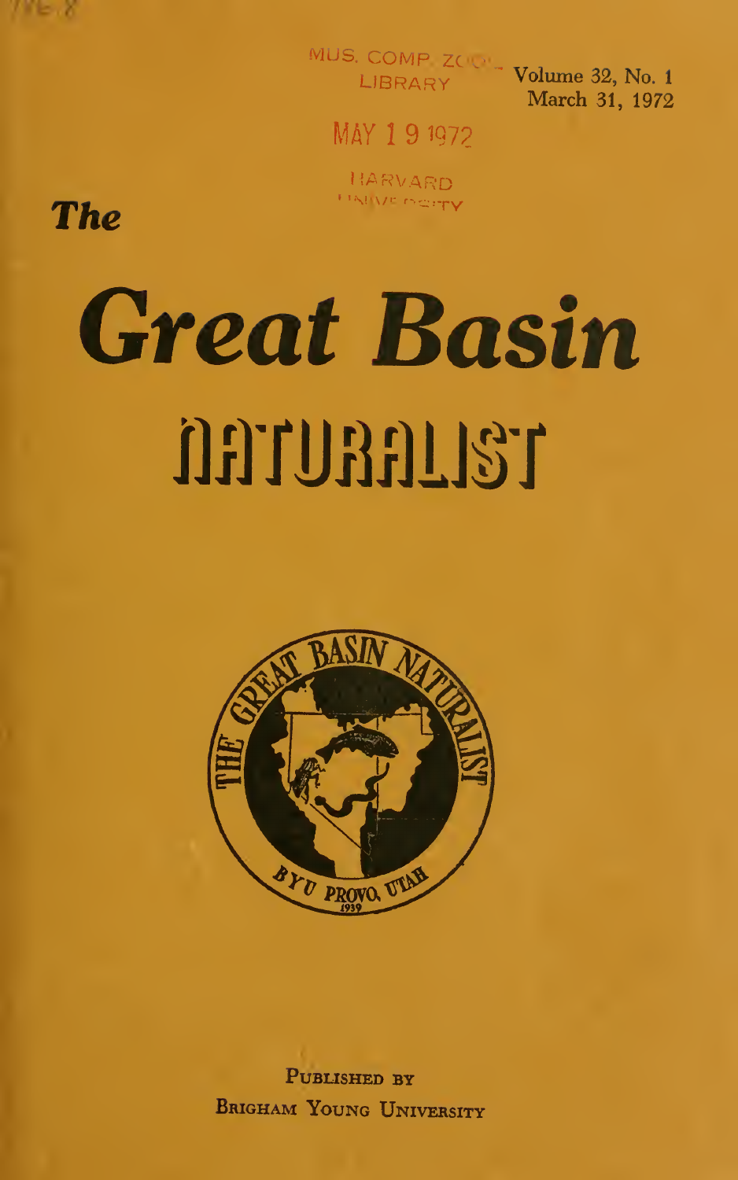MUS. COMP. ZOOL. LIBRARY

MAY 19 1972

HARVARD UNIVERSITY

Volume 32, No. 1
March 31, 1972

# The Great Basin NATURALIST

PUBLISHED BY
BRIGHAM YOUNG UNIVERSITY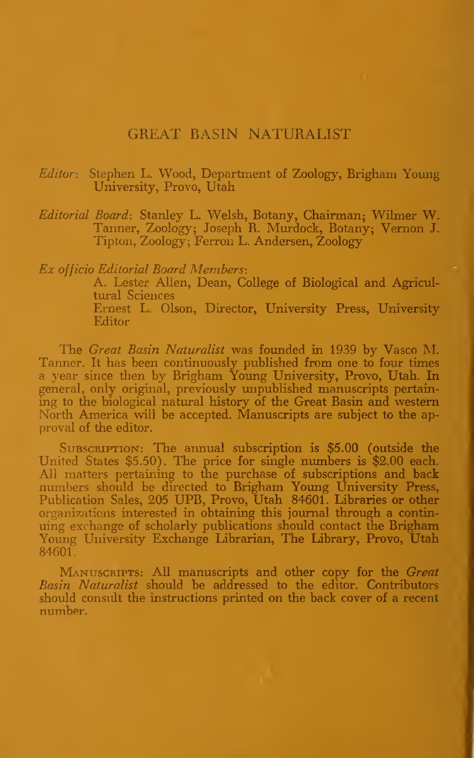# GREAT BASIN NATURALIST

*Editor*: Stephen L. Wood, Department of Zoology, Brigham Young University, Provo, Utah

*Editorial Board*: Stanley L. Welsh, Botany, Chairman; Wilmer W. Tanner, Zoology; Joseph R. Murdock, Botany; Vernon J. Tipton, Zoology; Ferron L. Andersen, Zoology

*Ex officio Editorial Board Members*:

A. Lester Allen, Dean, College of Biological and Agricultural Sciences

Ernest L. Olson, Director, University Press, University Editor

The *Great Basin Naturalist* was founded in 1939 by Vasco M. Tanner. It has been continuously published from one to four times a year since then by Brigham Young University, Provo, Utah. In general, only original, previously unpublished manuscripts pertaining to the biological natural history of the Great Basin and western North America will be accepted. Manuscripts are subject to the approval of the editor.

SUBSCRIPTION: The annual subscription is $5.00 (outside the United States $5.50). The price for single numbers is $2.00 each. All matters pertaining to the purchase of subscriptions and back numbers should be directed to Brigham Young University Press, Publication Sales, 205 UPB, Provo, Utah 84601. Libraries or other organizations interested in obtaining this journal through a continuing exchange of scholarly publications should contact the Brigham Young University Exchange Librarian, The Library, Provo, Utah 84601.

MANUSCRIPTS: All manuscripts and other copy for the *Great Basin Naturalist* should be addressed to the editor. Contributors should consult the instructions printed on the back cover of a recent number.